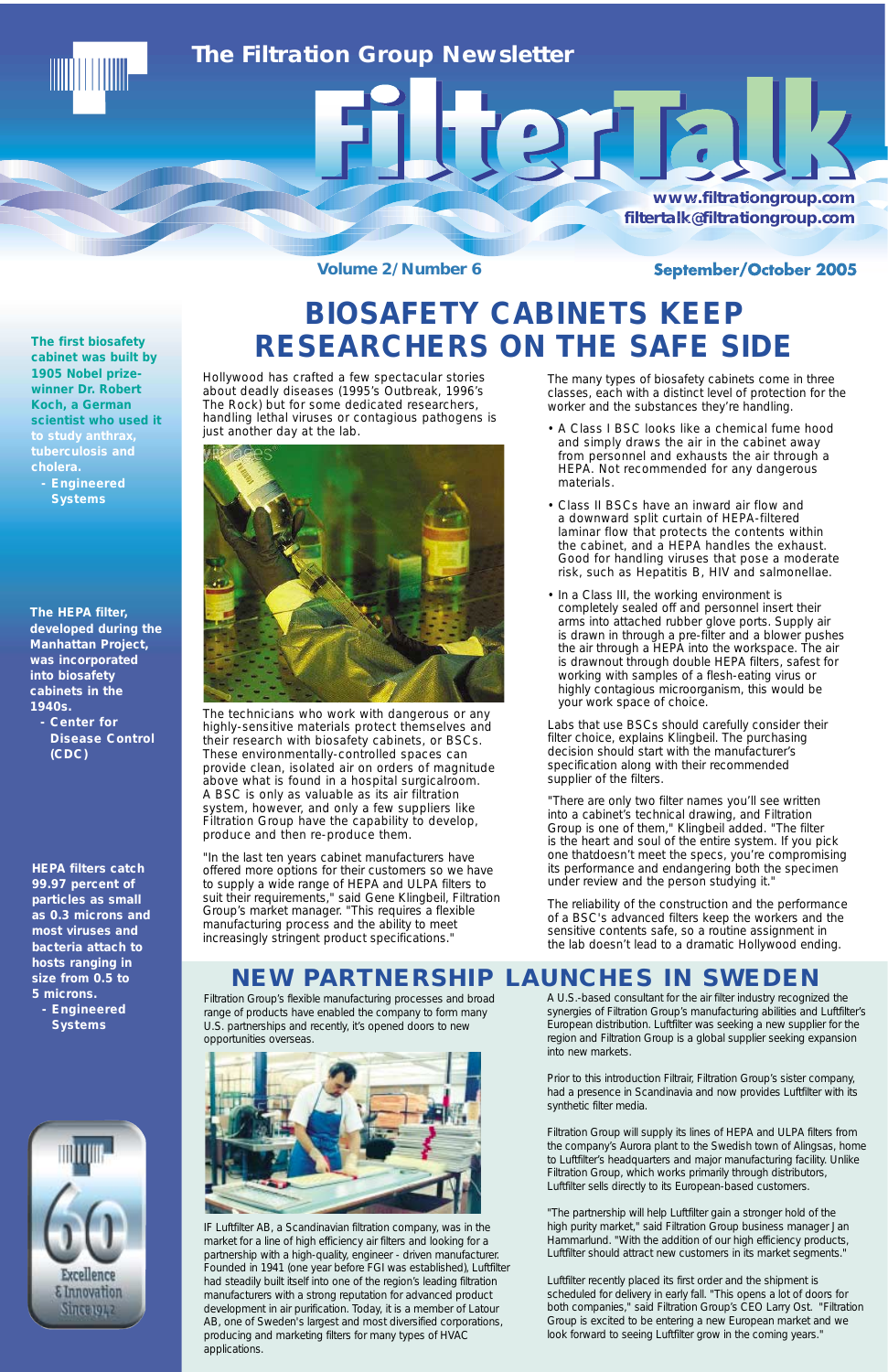# The Filtration Group Newsletter

# FilterTalk

www.filtrationgroup.com
filtertalk@filtrationgroup.com

Volume 2/ Number 6

September/October 2005

**The first biosafety cabinet was built by 1905 Nobel prize-winner Dr. Robert Koch, a German scientist who used it to study anthrax, tuberculosis and cholera.**
**- Engineered Systems**

**The HEPA filter, developed during the Manhattan Project, was incorporated into biosafety cabinets in the 1940s.**
**- Center for Disease Control (CDC)**

**HEPA filters catch 99.97 percent of particles as small as 0.3 microns and most viruses and bacteria attach to hosts ranging in size from 0.5 to 5 microns.**
**- Engineered Systems**

60 Excellence & Innovation Since 1942

## BIOSAFETY CABINETS KEEP RESEARCHERS ON THE SAFE SIDE

Hollywood has crafted a few spectacular stories about deadly diseases (1995's Outbreak, 1996's The Rock) but for some dedicated researchers, handling lethal viruses or contagious pathogens is just another day at the lab.

The technicians who work with dangerous or any highly-sensitive materials protect themselves and their research with biosafety cabinets, or BSCs. These environmentally-controlled spaces can provide clean, isolated air on orders of magnitude above what is found in a hospital surgicalroom. A BSC is only as valuable as its air filtration system, however, and only a few suppliers like Filtration Group have the capability to develop, produce and then re-produce them.

"In the last ten years cabinet manufacturers have offered more options for their customers so we have to supply a wide range of HEPA and ULPA filters to suit their requirements," said Gene Klingbeil, Filtration Group's market manager. "This requires a flexible manufacturing process and the ability to meet increasingly stringent product specifications."

The many types of biosafety cabinets come in three classes, each with a distinct level of protection for the worker and the substances they're handling.

- A Class I BSC looks like a chemical fume hood and simply draws the air in the cabinet away from personnel and exhausts the air through a HEPA. Not recommended for any dangerous materials.
- Class II BSCs have an inward air flow and a downward split curtain of HEPA-filtered laminar flow that protects the contents within the cabinet, and a HEPA handles the exhaust. Good for handling viruses that pose a moderate risk, such as Hepatitis B, HIV and salmonellae.
- In a Class III, the working environment is completely sealed off and personnel insert their arms into attached rubber glove ports. Supply air is drawn in through a pre-filter and a blower pushes the air through a HEPA into the workspace. The air is drawnout through double HEPA filters, safest for working with samples of a flesh-eating virus or highly contagious microorganism, this would be your work space of choice.

Labs that use BSCs should carefully consider their filter choice, explains Klingbeil. The purchasing decision should start with the manufacturer's specification along with their recommended supplier of the filters.

"There are only two filter names you'll see written into a cabinet's technical drawing, and Filtration Group is one of them," Klingbeil added. "The filter is the heart and soul of the entire system. If you pick one thatdoesn't meet the specs, you're compromising its performance and endangering both the specimen under review and the person studying it."

The reliability of the construction and the performance of a BSC's advanced filters keep the workers and the sensitive contents safe, so a routine assignment in the lab doesn't lead to a dramatic Hollywood ending.

## NEW PARTNERSHIP LAUNCHES IN SWEDEN

Filtration Group's flexible manufacturing processes and broad range of products have enabled the company to form many U.S. partnerships and recently, it's opened doors to new opportunities overseas.

IF Luftfilter AB, a Scandinavian filtration company, was in the market for a line of high efficiency air filters and looking for a partnership with a high-quality, high-engineer - driven manufacturer. Founded in 1941 (one year before FGI was established), Luftfilter had steadily built itself into one of the region's leading filtration manufacturers with a strong reputation for advanced product development in air purification. Today, it is a member of Latour AB, one of Sweden's largest and most diversified corporations, producing and marketing filters for many types of HVAC applications.

A U.S.-based consultant for the air filter industry recognized the synergies of Filtration Group's manufacturing abilities and Luftfilter's European distribution. Luftfilter was seeking a new supplier for the region and Filtration Group is a global supplier seeking expansion into new markets.

Prior to this introduction Filtrair, Filtration Group's sister company, had a presence in Scandinavia and now provides Luftfilter with its synthetic filter media.

Filtration Group will supply its lines of HEPA and ULPA filters from the company's Aurora plant to the Swedish town of Alingsas, home to Luftfilter's headquarters and major manufacturing facility. Unlike Filtration Group, which works primarily through distributors, Luftfilter sells directly to its European-based customers.

"The partnership will help Luftfilter gain a stronger hold of the high purity market," said Filtration Group business manager Jan Hammarlund. "With the addition of our high efficiency products, Luftfilter should attract new customers in its market segments."

Luftfilter recently placed its first order and the shipment is scheduled for delivery in early fall. "This opens a lot of doors for both companies," said Filtration Group's CEO Larry Ost. "Filtration Group is excited to be entering a new European market and we look forward to seeing Luftfilter grow in the coming years."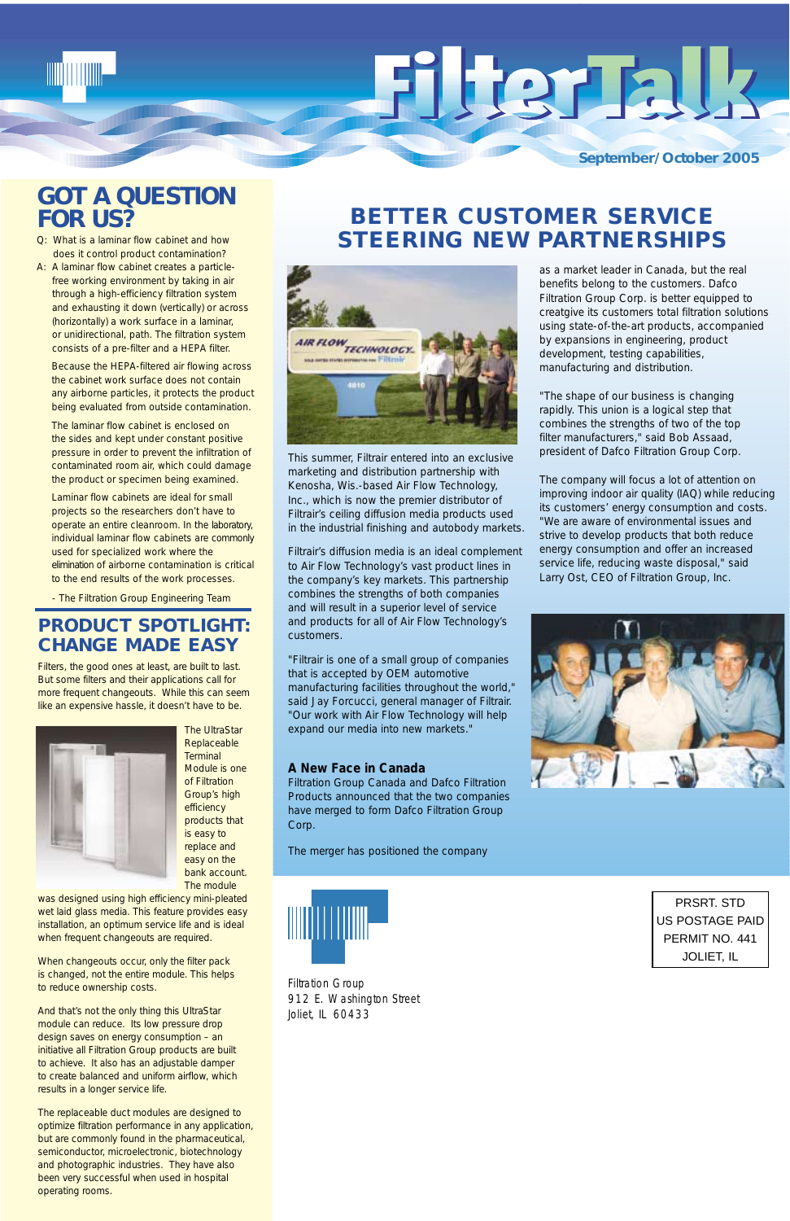# FilterTalk

September/October 2005

## GOT A QUESTION FOR US?

Q: What is a laminar flow cabinet and how does it control product contamination?

A: A laminar flow cabinet creates a particle-free working environment by taking in air through a high-efficiency filtration system and exhausting it down (vertically) or across (horizontally) a work surface in a laminar, or unidirectional, path. The filtration system consists of a pre-filter and a HEPA filter.

Because the HEPA-filtered air flowing across the cabinet work surface does not contain any airborne particles, it protects the product being evaluated from outside contamination.

The laminar flow cabinet is enclosed on the sides and kept under constant positive pressure in order to prevent the infiltration of contaminated room air, which could damage the product or specimen being examined.

Laminar flow cabinets are ideal for small projects so the researchers don't have to operate an entire cleanroom. In the laboratory, individual laminar flow cabinets are commonly used for specialized work where the elimination of airborne contamination is critical to the end results of the work processes.

- The Filtration Group Engineering Team

## PRODUCT SPOTLIGHT: CHANGE MADE EASY

Filters, the good ones at least, are built to last. But some filters and their applications call for more frequent changeouts. While this can seem like an expensive hassle, it doesn't have to be.

The UltraStar Replaceable Terminal Module is one of Filtration Group's high efficiency products that is easy to replace and easy on the bank account. The module was designed using high efficiency mini-pleated wet laid glass media. This feature provides easy installation, an optimum service life and is ideal when frequent changeouts are required.

When changeouts occur, only the filter pack is changed, not the entire module. This helps to reduce ownership costs.

And that's not the only thing this UltraStar module can reduce. Its low pressure drop design saves on energy consumption – an initiative all Filtration Group products are built to achieve. It also has an adjustable damper to create balanced and uniform airflow, which results in a longer service life.

The replaceable duct modules are designed to optimize filtration performance in any application, but are commonly found in the pharmaceutical, semiconductor, microelectronic, biotechnology and photographic industries. They have also been very successful when used in hospital operating rooms.

## BETTER CUSTOMER SERVICE STEERING NEW PARTNERSHIPS

This summer, Filtrair entered into an exclusive marketing and distribution partnership with Kenosha, Wis.-based Air Flow Technology, Inc., which is now the premier distributor of Filtrair's ceiling diffusion media products used in the industrial finishing and autobody markets.

Filtrair's diffusion media is an ideal complement to Air Flow Technology's vast product lines in the company's key markets. This partnership combines the strengths of both companies and will result in a superior level of service and products for all of Air Flow Technology's customers.

"Filtrair is one of a small group of companies that is accepted by OEM automotive manufacturing facilities throughout the world," said Jay Forcucci, general manager of Filtrair. "Our work with Air Flow Technology will help expand our media into new markets."

### A New Face in Canada

Filtration Group Canada and Dafco Filtration Products announced that the two companies have merged to form Dafco Filtration Group Corp.

The merger has positioned the company as a market leader in Canada, but the real benefits belong to the customers. Dafco Filtration Group Corp. is better equipped to creatgive its customers total filtration solutions using state-of-the-art products, accompanied by expansions in engineering, product development, testing capabilities, manufacturing and distribution.

"The shape of our business is changing rapidly. This union is a logical step that combines the strengths of two of the top filter manufacturers," said Bob Assaad, president of Dafco Filtration Group Corp.

The company will focus a lot of attention on improving indoor air quality (IAQ) while reducing its customers' energy consumption and costs. "We are aware of environmental issues and strive to develop products that both reduce energy consumption and offer an increased service life, reducing waste disposal," said Larry Ost, CEO of Filtration Group, Inc.

Filtration Group
912 E. Washington Street
Joliet, IL 60433

PRSRT. STD
US POSTAGE PAID
PERMIT NO. 441
JOLIET, IL